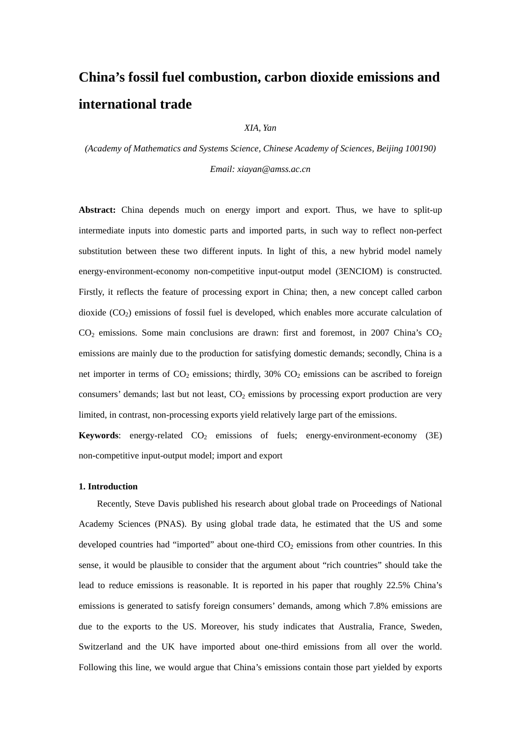# China's fossil fuel combustion, carbon dioxide emissions and international trade

*XIA, Yan*

*(Academy of Mathematics and Systems Science, Chinese Academy of Sciences, Beijing 100190)*

*Email: xiayan@amss.ac.cn*

**Abstract:** China depends much on energy import and export. Thus, we have to split-up intermediate inputs into domestic parts and imported parts, in such way to reflect non-perfect substitution between these two different inputs. In light of this, a new hybrid model namely energy-environment-economy non-competitive input-output model (3ENCIOM) is constructed. Firstly, it reflects the feature of processing export in China; then, a new concept called carbon dioxide ($CO_2$) emissions of fossil fuel is developed, which enables more accurate calculation of $CO_2$ emissions. Some main conclusions are drawn: first and foremost, in 2007 China's $CO_2$ emissions are mainly due to the production for satisfying domestic demands; secondly, China is a net importer in terms of $CO_2$ emissions; thirdly, 30% $CO_2$ emissions can be ascribed to foreign consumers' demands; last but not least, $CO_2$ emissions by processing export production are very limited, in contrast, non-processing exports yield relatively large part of the emissions.

**Keywords**: energy-related $CO_2$ emissions of fuels; energy-environment-economy (3E) non-competitive input-output model; import and export

## 1. Introduction

Recently, Steve Davis published his research about global trade on Proceedings of National Academy Sciences (PNAS). By using global trade data, he estimated that the US and some developed countries had "imported" about one-third $CO_2$ emissions from other countries. In this sense, it would be plausible to consider that the argument about "rich countries" should take the lead to reduce emissions is reasonable. It is reported in his paper that roughly 22.5% China's emissions is generated to satisfy foreign consumers' demands, among which 7.8% emissions are due to the exports to the US. Moreover, his study indicates that Australia, France, Sweden, Switzerland and the UK have imported about one-third emissions from all over the world. Following this line, we would argue that China's emissions contain those part yielded by exports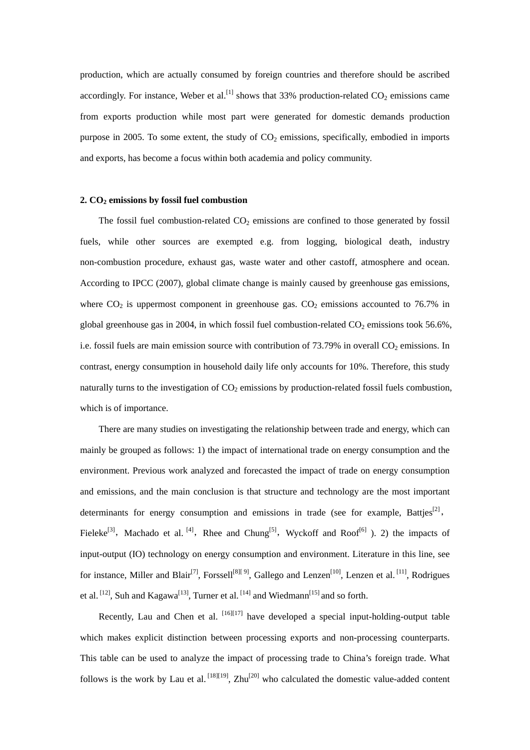production, which are actually consumed by foreign countries and therefore should be ascribed accordingly. For instance, Weber et al.[1] shows that 33% production-related $CO_2$ emissions came from exports production while most part were generated for domestic demands production purpose in 2005. To some extent, the study of $CO_2$ emissions, specifically, embodied in imports and exports, has become a focus within both academia and policy community.

## 2. $CO_2$ emissions by fossil fuel combustion

The fossil fuel combustion-related $CO_2$ emissions are confined to those generated by fossil fuels, while other sources are exempted e.g. from logging, biological death, industry non-combustion procedure, exhaust gas, waste water and other castoff, atmosphere and ocean. According to IPCC (2007), global climate change is mainly caused by greenhouse gas emissions, where $CO_2$ is uppermost component in greenhouse gas. $CO_2$ emissions accounted to 76.7% in global greenhouse gas in 2004, in which fossil fuel combustion-related $CO_2$ emissions took 56.6%, i.e. fossil fuels are main emission source with contribution of 73.79% in overall $CO_2$ emissions. In contrast, energy consumption in household daily life only accounts for 10%. Therefore, this study naturally turns to the investigation of $CO_2$ emissions by production-related fossil fuels combustion, which is of importance.

There are many studies on investigating the relationship between trade and energy, which can mainly be grouped as follows: 1) the impact of international trade on energy consumption and the environment. Previous work analyzed and forecasted the impact of trade on energy consumption and emissions, and the main conclusion is that structure and technology are the most important determinants for energy consumption and emissions in trade (see for example, Battjes[2], Fieleke[3], Machado et al. [4], Rhee and Chung[5], Wyckoff and Roof[6] ). 2) the impacts of input-output (IO) technology on energy consumption and environment. Literature in this line, see for instance, Miller and Blair[7], Forssell[8][9], Gallego and Lenzen[10], Lenzen et al. [11], Rodrigues et al. [12], Suh and Kagawa[13], Turner et al. [14] and Wiedmann[15] and so forth.

Recently, Lau and Chen et al. [16][17] have developed a special input-holding-output table which makes explicit distinction between processing exports and non-processing counterparts. This table can be used to analyze the impact of processing trade to China's foreign trade. What follows is the work by Lau et al. [18][19], Zhu[20] who calculated the domestic value-added content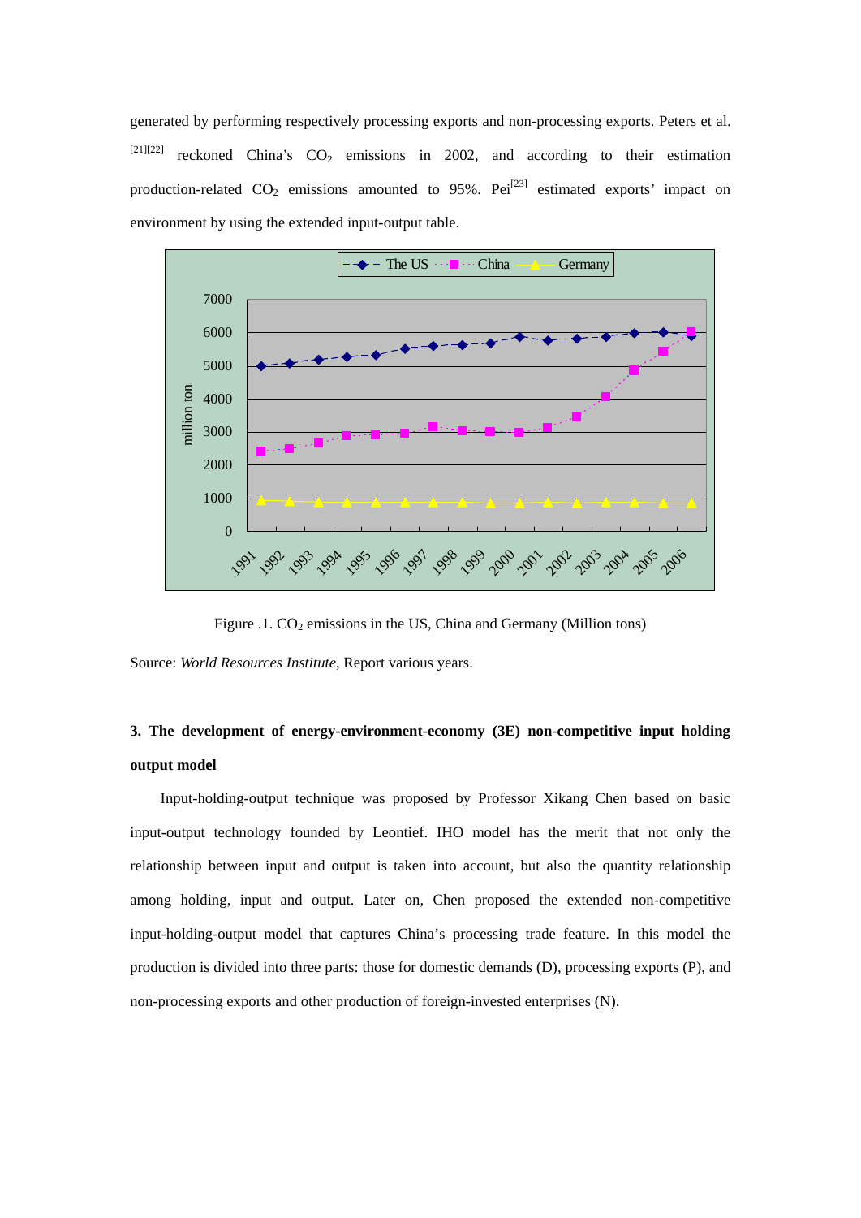generated by performing respectively processing exports and non-processing exports. Peters et al. [21][22] reckoned China's $CO_2$ emissions in 2002, and according to their estimation production-related $CO_2$ emissions amounted to 95%. Pei[23] estimated exports' impact on environment by using the extended input-output table.

Figure .1. $CO_2$ emissions in the US, China and Germany (Million tons)

Source: *World Resources Institute*, Report various years.

## 3. The development of energy-environment-economy (3E) non-competitive input holding output model

Input-holding-output technique was proposed by Professor Xikang Chen based on basic input-output technology founded by Leontief. IHO model has the merit that not only the relationship between input and output is taken into account, but also the quantity relationship among holding, input and output. Later on, Chen proposed the extended non-competitive input-holding-output model that captures China's processing trade feature. In this model the production is divided into three parts: those for domestic demands (D), processing exports (P), and non-processing exports and other production of foreign-invested enterprises (N).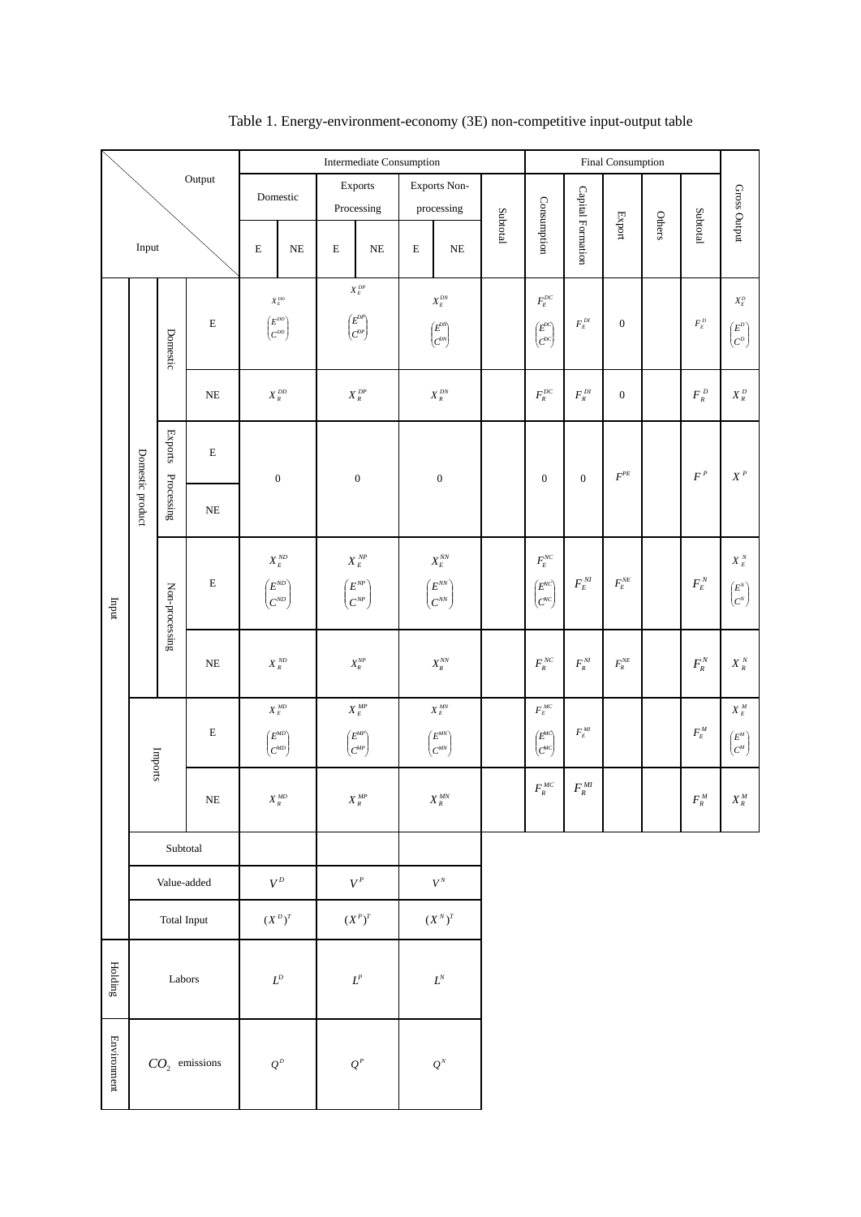Table 1. Energy-environment-economy (3E) non-competitive input-output table

| Input \ Output | | | | Intermediate Consumption | | | | | | | Final Consumption | | | | | Gross Output |
|---|---|---|---|---|---|---|---|---|---|---|---|---|---|---|---|---|
| | | | | Domestic | | Exports Processing | | Exports Non-processing | | Subtotal | Consumption | Capital Formation | Export | Others | Subtotal | |
| | | | | E | NE | E | NE | E | NE | | | | | | | |
| Input | Domestic product | Domestic | E | $X_E^{DD}$ $\begin{pmatrix} E^{DD} \\ C^{DD} \end{pmatrix}$ | | $X_E^{DP}$ $\begin{pmatrix} E^{DP} \\ C^{DP} \end{pmatrix}$ | | $X_E^{DN}$ $\begin{pmatrix} E^{DN} \\ C^{DN} \end{pmatrix}$ | | | $F_E^{DC}$ $\begin{pmatrix} E^{DC} \\ C^{DC} \end{pmatrix}$ | $F_E^{DI}$ | 0 | | $F_E^D$ | $X_E^D$ $\begin{pmatrix} E^D \\ C^D \end{pmatrix}$ |
| | | | NE | $X_R^{DD}$ | | $X_R^{DP}$ | | $X_R^{DN}$ | | | $F_R^{DC}$ | $F_R^{DI}$ | 0 | | $F_R^D$ | $X_R^D$ |
| | | Exports Processing | E | 0 | | 0 | | 0 | | | 0 | 0 | $F^{PE}$ | | $F^P$ | $X^P$ |
| | | | NE | | | | | | | | | | | | | |
| | | Non-processing | E | $X_E^{ND}$ $\begin{pmatrix} E^{ND} \\ C^{ND} \end{pmatrix}$ | | $X_E^{NP}$ $\begin{pmatrix} E^{NP} \\ C^{NP} \end{pmatrix}$ | | $X_E^{NN}$ $\begin{pmatrix} E^{NN} \\ C^{NN} \end{pmatrix}$ | | | $F_E^{NC}$ $\begin{pmatrix} E^{NC} \\ C^{NC} \end{pmatrix}$ | $F_E^{NI}$ | $F_E^{NE}$ | | $F_E^N$ | $X_E^N$ $\begin{pmatrix} E^N \\ C^N \end{pmatrix}$ |
| | | | NE | $X_R^{ND}$ | | $X_R^{NP}$ | | $X_R^{NN}$ | | | $F_R^{NC}$ | $F_R^{NI}$ | $F_R^{NE}$ | | $F_R^N$ | $X_R^N$ |
| | Imports | | E | $X_E^{MD}$ $\begin{pmatrix} E^{MD} \\ C^{MD} \end{pmatrix}$ | | $X_E^{MP}$ $\begin{pmatrix} E^{MP} \\ C^{MP} \end{pmatrix}$ | | $X_E^{MN}$ $\begin{pmatrix} E^{MN} \\ C^{MN} \end{pmatrix}$ | | | $F_E^{MC}$ $\begin{pmatrix} E^{MC} \\ C^{MC} \end{pmatrix}$ | $F_E^{MI}$ | | | $F_E^M$ | $X_E^M$ $\begin{pmatrix} E^M \\ C^M \end{pmatrix}$ |
| | | | NE | $X_R^{MD}$ | | $X_R^{MP}$ | | $X_R^{MN}$ | | | $F_R^{MC}$ | $F_R^{MI}$ | | | $F_R^M$ | $X_R^M$ |
| | Subtotal | | | | | | | | | | | | | | | |
| | Value-added | | | $V^D$ | | $V^P$ | | $V^N$ | | | | | | | | |
| | Total Input | | | $(X^D)^T$ | | $(X^P)^T$ | | $(X^N)^T$ | | | | | | | | |
| Holding | Labors | | | $L^D$ | | $L^P$ | | $L^N$ | | | | | | | | |
| Environment | $CO_2$ emissions | | | $Q^D$ | | $Q^P$ | | $Q^N$ | | | | | | | | |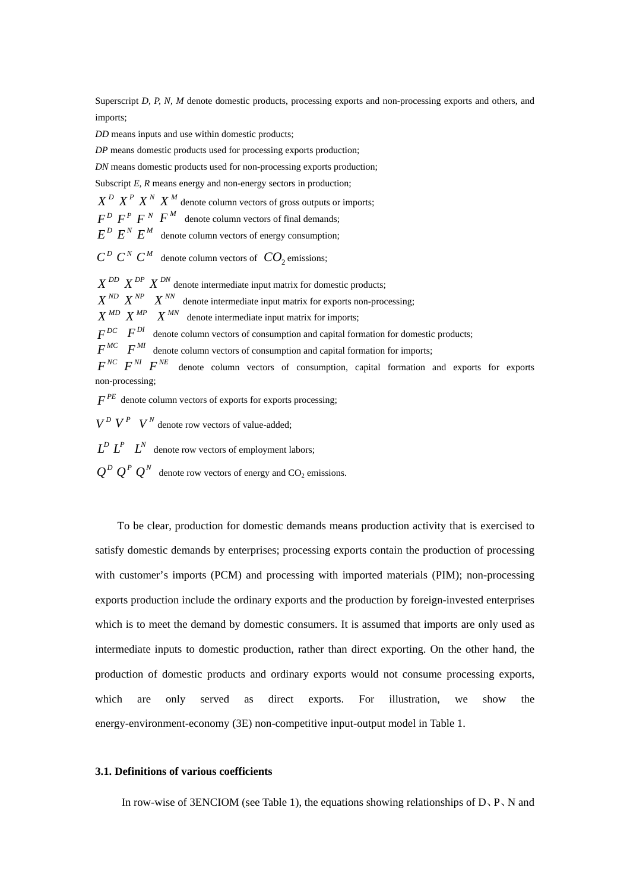Superscript *D, P, N, M* denote domestic products, processing exports and non-processing exports and others, and imports;

*DD* means inputs and use within domestic products;

*DP* means domestic products used for processing exports production;

*DN* means domestic products used for non-processing exports production;

Subscript *E, R* means energy and non-energy sectors in production;

$X^D$ $X^P$ $X^N$ $X^M$ denote column vectors of gross outputs or imports;

$F^D$ $F^P$ $F^N$ $F^M$ denote column vectors of final demands;

$E^D$ $E^N$ $E^M$ denote column vectors of energy consumption;

$C^D$ $C^N$ $C^M$ denote column vectors of $CO_2$ emissions;

$X^{DD}$ $X^{DP}$ $X^{DN}$ denote intermediate input matrix for domestic products;

$X^{ND}$ $X^{NP}$ $X^{NN}$ denote intermediate input matrix for exports non-processing;

$X^{MD}$ $X^{MP}$ $X^{MN}$ denote intermediate input matrix for imports;

$F^{DC}$ $F^{DI}$ denote column vectors of consumption and capital formation for domestic products;

$F^{MC}$ $F^{MI}$ denote column vectors of consumption and capital formation for imports;

$F^{NC}$ $F^{NI}$ $F^{NE}$ denote column vectors of consumption, capital formation and exports for exports non-processing;

$F^{PE}$ denote column vectors of exports for exports processing;

$V^D$ $V^P$ $V^N$ denote row vectors of value-added;

$L^D$ $L^P$ $L^N$ denote row vectors of employment labors;

$Q^D$ $Q^P$ $Q^N$ denote row vectors of energy and $CO_2$ emissions.

To be clear, production for domestic demands means production activity that is exercised to satisfy domestic demands by enterprises; processing exports contain the production of processing with customer's imports (PCM) and processing with imported materials (PIM); non-processing exports production include the ordinary exports and the production by foreign-invested enterprises which is to meet the demand by domestic consumers. It is assumed that imports are only used as intermediate inputs to domestic production, rather than direct exporting. On the other hand, the production of domestic products and ordinary exports would not consume processing exports, which are only served as direct exports. For illustration, we show the energy-environment-economy (3E) non-competitive input-output model in Table 1.

### 3.1. Definitions of various coefficients

In row-wise of 3ENCIOM (see Table 1), the equations showing relationships of D、P、N and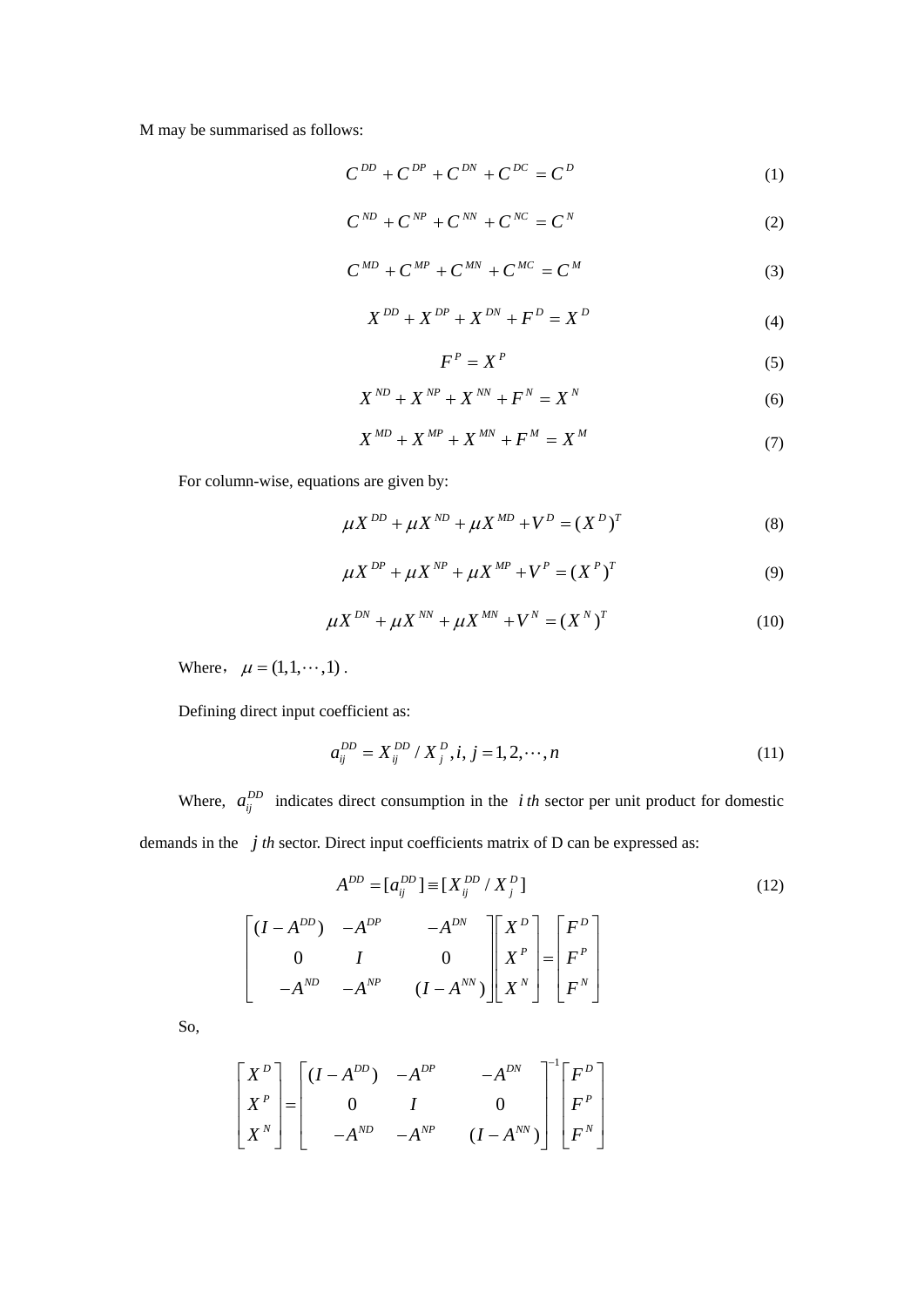M may be summarised as follows:

$$C^{DD} + C^{DP} + C^{DN} + C^{DC} = C^{D} \tag{1}$$

$$C^{ND} + C^{NP} + C^{NN} + C^{NC} = C^{N} \tag{2}$$

$$C^{MD} + C^{MP} + C^{MN} + C^{MC} = C^{M} \tag{3}$$

$$X^{DD} + X^{DP} + X^{DN} + F^{D} = X^{D} \tag{4}$$

$$F^{P} = X^{P} \tag{5}$$

$$X^{ND} + X^{NP} + X^{NN} + F^{N} = X^{N} \tag{6}$$

$$X^{MD} + X^{MP} + X^{MN} + F^{M} = X^{M} \tag{7}$$

For column-wise, equations are given by:

$$\mu X^{DD} + \mu X^{ND} + \mu X^{MD} + V^{D} = (X^{D})^{T} \tag{8}$$

$$\mu X^{DP} + \mu X^{NP} + \mu X^{MP} + V^{P} = (X^{P})^{T} \tag{9}$$

$$\mu X^{DN} + \mu X^{NN} + \mu X^{MN} + V^{N} = (X^{N})^{T} \tag{10}$$

Where, $\mu = (1,1,\cdots,1)$ .

Defining direct input coefficient as:

$$a_{ij}^{DD} = X_{ij}^{DD} / X_{j}^{D}, i, j = 1, 2, \cdots, n \tag{11}$$

Where, $a_{ij}^{DD}$ indicates direct consumption in the $i\,th$ sector per unit product for domestic demands in the $j\,th$ sector. Direct input coefficients matrix of D can be expressed as:

$$A^{DD} = [a_{ij}^{DD}] \equiv [X_{ij}^{DD} / X_{j}^{D}] \tag{12}$$

$$\begin{bmatrix} (I - A^{DD}) & -A^{DP} & -A^{DN} \\ 0 & I & 0 \\ -A^{ND} & -A^{NP} & (I - A^{NN}) \end{bmatrix} \begin{bmatrix} X^{D} \\ X^{P} \\ X^{N} \end{bmatrix} = \begin{bmatrix} F^{D} \\ F^{P} \\ F^{N} \end{bmatrix}$$

So,

$$\begin{bmatrix} X^{D} \\ X^{P} \\ X^{N} \end{bmatrix} = \begin{bmatrix} (I - A^{DD}) & -A^{DP} & -A^{DN} \\ 0 & I & 0 \\ -A^{ND} & -A^{NP} & (I - A^{NN}) \end{bmatrix}^{-1} \begin{bmatrix} F^{D} \\ F^{P} \\ F^{N} \end{bmatrix}$$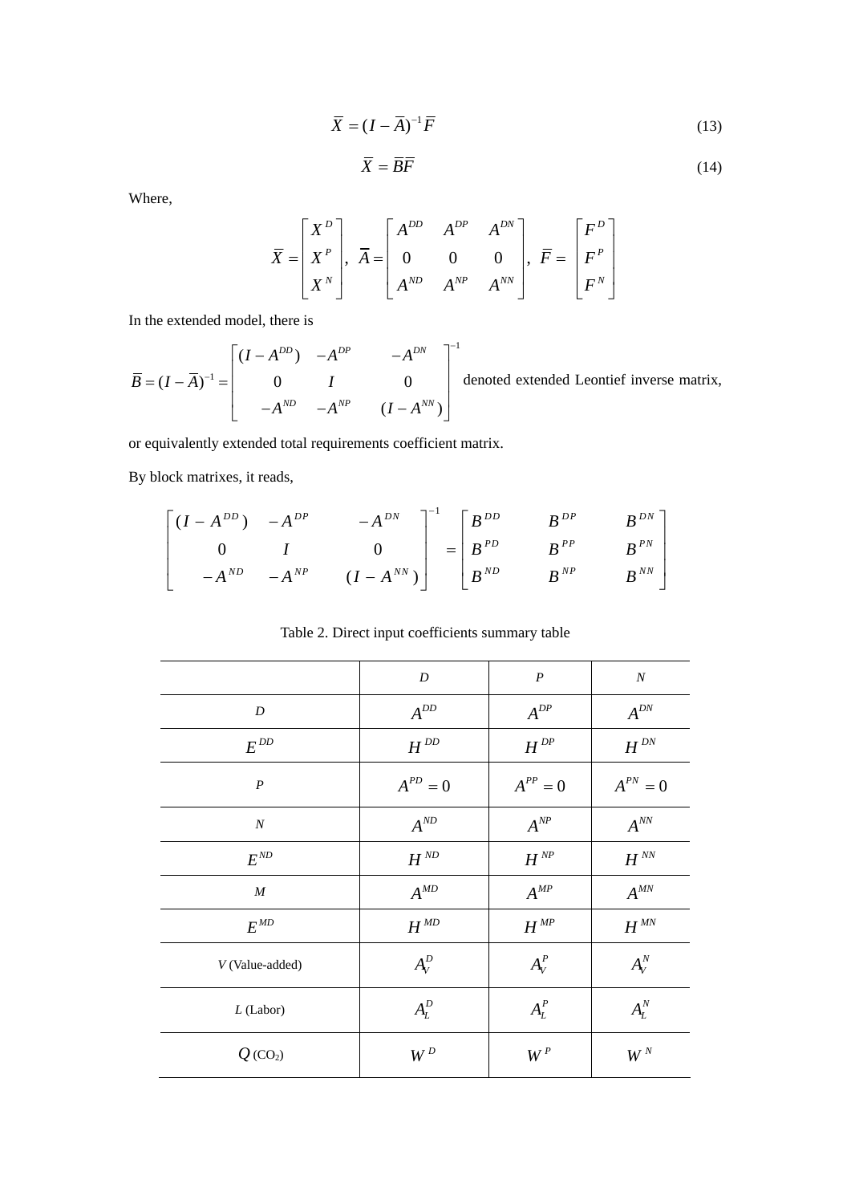$$\overline{X} = (I - \overline{A})^{-1}\overline{F} \tag{13}$$

$$\overline{X} = \overline{B}\overline{F} \tag{14}$$

Where,

$$\overline{X} = \begin{bmatrix} X^D \\ X^P \\ X^N \end{bmatrix}, \ \overline{A} = \begin{bmatrix} A^{DD} & A^{DP} & A^{DN} \\ 0 & 0 & 0 \\ A^{ND} & A^{NP} & A^{NN} \end{bmatrix}, \ \overline{F} = \begin{bmatrix} F^D \\ F^P \\ F^N \end{bmatrix}$$

In the extended model, there is

$\overline{B} = (I - \overline{A})^{-1} = \begin{bmatrix} (I - A^{DD}) & -A^{DP} & -A^{DN} \\ 0 & I & 0 \\ -A^{ND} & -A^{NP} & (I - A^{NN}) \end{bmatrix}^{-1}$ denoted extended Leontief inverse matrix, or equivalently extended total requirements coefficient matrix.

By block matrixes, it reads,

$$\begin{bmatrix} (I - A^{DD}) & -A^{DP} & -A^{DN} \\ 0 & I & 0 \\ -A^{ND} & -A^{NP} & (I - A^{NN}) \end{bmatrix}^{-1} = \begin{bmatrix} B^{DD} & B^{DP} & B^{DN} \\ B^{PD} & B^{PP} & B^{PN} \\ B^{ND} & B^{NP} & B^{NN} \end{bmatrix}$$

Table 2. Direct input coefficients summary table

| | *D* | *P* | *N* |
|---|---|---|---|
| *D* | $A^{DD}$ | $A^{DP}$ | $A^{DN}$ |
| $E^{DD}$ | $H^{DD}$ | $H^{DP}$ | $H^{DN}$ |
| *P* | $A^{PD} = 0$ | $A^{PP} = 0$ | $A^{PN} = 0$ |
| *N* | $A^{ND}$ | $A^{NP}$ | $A^{NN}$ |
| $E^{ND}$ | $H^{ND}$ | $H^{NP}$ | $H^{NN}$ |
| *M* | $A^{MD}$ | $A^{MP}$ | $A^{MN}$ |
| $E^{MD}$ | $H^{MD}$ | $H^{MP}$ | $H^{MN}$ |
| *V* (Value-added) | $A_V^D$ | $A_V^P$ | $A_V^N$ |
| *L* (Labor) | $A_L^D$ | $A_L^P$ | $A_L^N$ |
| $Q$ ($CO_2$) | $W^D$ | $W^P$ | $W^N$ |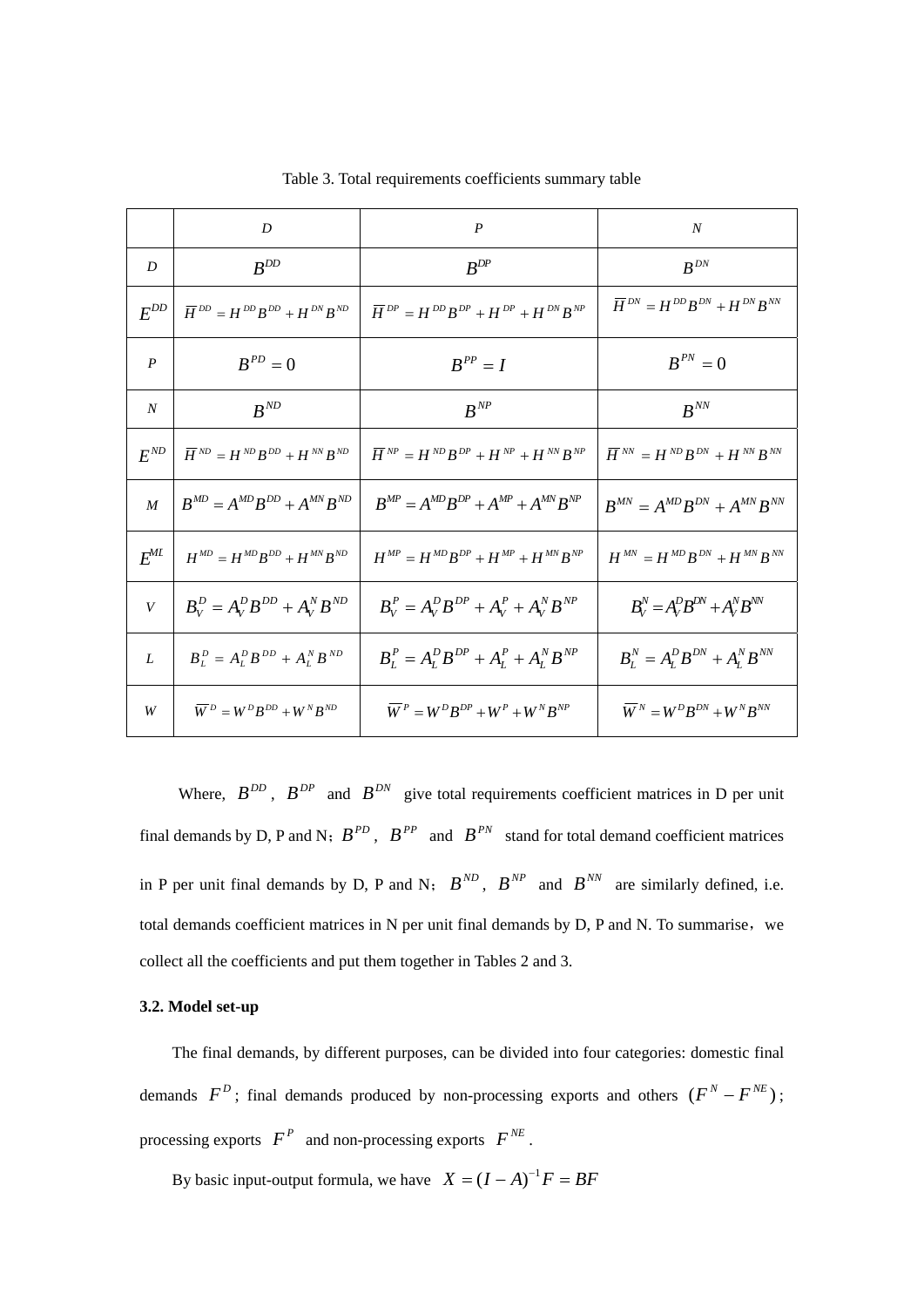Table 3. Total requirements coefficients summary table

| | D | P | N |
|---|---|---|---|
| D | $B^{DD}$ | $B^{DP}$ | $B^{DN}$ |
| $E^{DD}$ | $\overline{H}^{DD} = H^{DD}B^{DD} + H^{DN}B^{ND}$ | $\overline{H}^{DP} = H^{DD}B^{DP} + H^{DP} + H^{DN}B^{NP}$ | $\overline{H}^{DN} = H^{DD}B^{DN} + H^{DN}B^{NN}$ |
| P | $B^{PD} = 0$ | $B^{PP} = I$ | $B^{PN} = 0$ |
| N | $B^{ND}$ | $B^{NP}$ | $B^{NN}$ |
| $E^{ND}$ | $\overline{H}^{ND} = H^{ND}B^{DD} + H^{NN}B^{ND}$ | $\overline{H}^{NP} = H^{ND}B^{DP} + H^{NP} + H^{NN}B^{NP}$ | $\overline{H}^{NN} = H^{ND}B^{DN} + H^{NN}B^{NN}$ |
| M | $B^{MD} = A^{MD}B^{DD} + A^{MN}B^{ND}$ | $B^{MP} = A^{MD}B^{DP} + A^{MP} + A^{MN}B^{NP}$ | $B^{MN} = A^{MD}B^{DN} + A^{MN}B^{NN}$ |
| $E^{MI}$ | $H^{MD} = H^{MD}B^{DD} + H^{MN}B^{ND}$ | $H^{MP} = H^{MD}B^{DP} + H^{MP} + H^{MN}B^{NP}$ | $H^{MN} = H^{MD}B^{DN} + H^{MN}B^{NN}$ |
| V | $B_V^D = A_V^D B^{DD} + A_V^N B^{ND}$ | $B_V^P = A_V^D B^{DP} + A_V^P + A_V^N B^{NP}$ | $B_V^N = A_V^D B^{DN} + A_V^N B^{NN}$ |
| L | $B_L^D = A_L^D B^{DD} + A_L^N B^{ND}$ | $B_L^P = A_L^D B^{DP} + A_L^P + A_L^N B^{NP}$ | $B_L^N = A_L^D B^{DN} + A_L^N B^{NN}$ |
| W | $\overline{W}^D = W^D B^{DD} + W^N B^{ND}$ | $\overline{W}^P = W^D B^{DP} + W^P + W^N B^{NP}$ | $\overline{W}^N = W^D B^{DN} + W^N B^{NN}$ |

Where, $B^{DD}$, $B^{DP}$ and $B^{DN}$ give total requirements coefficient matrices in D per unit final demands by D, P and N；$B^{PD}$, $B^{PP}$ and $B^{PN}$ stand for total demand coefficient matrices in P per unit final demands by D, P and N； $B^{ND}$, $B^{NP}$ and $B^{NN}$ are similarly defined, i.e. total demands coefficient matrices in N per unit final demands by D, P and N. To summarise，we collect all the coefficients and put them together in Tables 2 and 3.

### 3.2. Model set-up

The final demands, by different purposes, can be divided into four categories: domestic final demands $F^D$; final demands produced by non-processing exports and others $(F^N - F^{NE})$; processing exports $F^P$ and non-processing exports $F^{NE}$.

By basic input-output formula, we have $X = (I - A)^{-1}F = BF$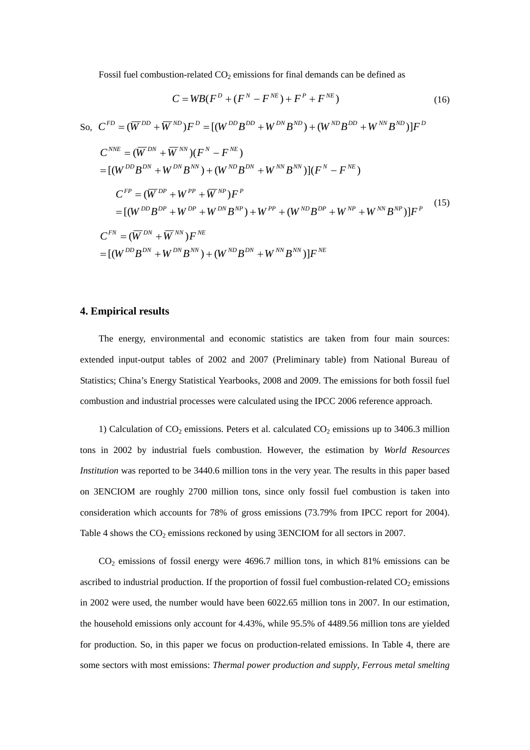Fossil fuel combustion-related $CO_2$ emissions for final demands can be defined as

$$C = WB(F^D + (F^N - F^{NE}) + F^P + F^{NE}) \tag{16}$$

So, $C^{FD} = (\overline{W}^{DD} + \overline{W}^{ND})F^D = [(W^{DD}B^{DD} + W^{DN}B^{ND}) + (W^{ND}B^{DD} + W^{NN}B^{ND})]F^D$

$$\begin{aligned}
C^{NNE} &= (\overline{W}^{DN} + \overline{W}^{NN})(F^N - F^{NE}) \\
&= [(W^{DD}B^{DN} + W^{DN}B^{NN}) + (W^{ND}B^{DN} + W^{NN}B^{NN})](F^N - F^{NE}) \\
C^{FP} &= (\overline{W}^{DP} + W^{PP} + \overline{W}^{NP})F^P \\
&= [(W^{DD}B^{DP} + W^{DP} + W^{DN}B^{NP}) + W^{PP} + (W^{ND}B^{DP} + W^{NP} + W^{NN}B^{NP})]F^P \\
C^{FN} &= (\overline{W}^{DN} + \overline{W}^{NN})F^{NE} \\
&= [(W^{DD}B^{DN} + W^{DN}B^{NN}) + (W^{ND}B^{DN} + W^{NN}B^{NN})]F^{NE}
\end{aligned} \tag{15}$$

## 4. Empirical results

The energy, environmental and economic statistics are taken from four main sources: extended input-output tables of 2002 and 2007 (Preliminary table) from National Bureau of Statistics; China's Energy Statistical Yearbooks, 2008 and 2009. The emissions for both fossil fuel combustion and industrial processes were calculated using the IPCC 2006 reference approach.

1) Calculation of $CO_2$ emissions. Peters et al. calculated $CO_2$ emissions up to 3406.3 million tons in 2002 by industrial fuels combustion. However, the estimation by *World Resources Institution* was reported to be 3440.6 million tons in the very year. The results in this paper based on 3ENCIOM are roughly 2700 million tons, since only fossil fuel combustion is taken into consideration which accounts for 78% of gross emissions (73.79% from IPCC report for 2004). Table 4 shows the $CO_2$ emissions reckoned by using 3ENCIOM for all sectors in 2007.

$CO_2$ emissions of fossil energy were 4696.7 million tons, in which 81% emissions can be ascribed to industrial production. If the proportion of fossil fuel combustion-related $CO_2$ emissions in 2002 were used, the number would have been 6022.65 million tons in 2007. In our estimation, the household emissions only account for 4.43%, while 95.5% of 4489.56 million tons are yielded for production. So, in this paper we focus on production-related emissions. In Table 4, there are some sectors with most emissions: *Thermal power production and supply*, *Ferrous metal smelting*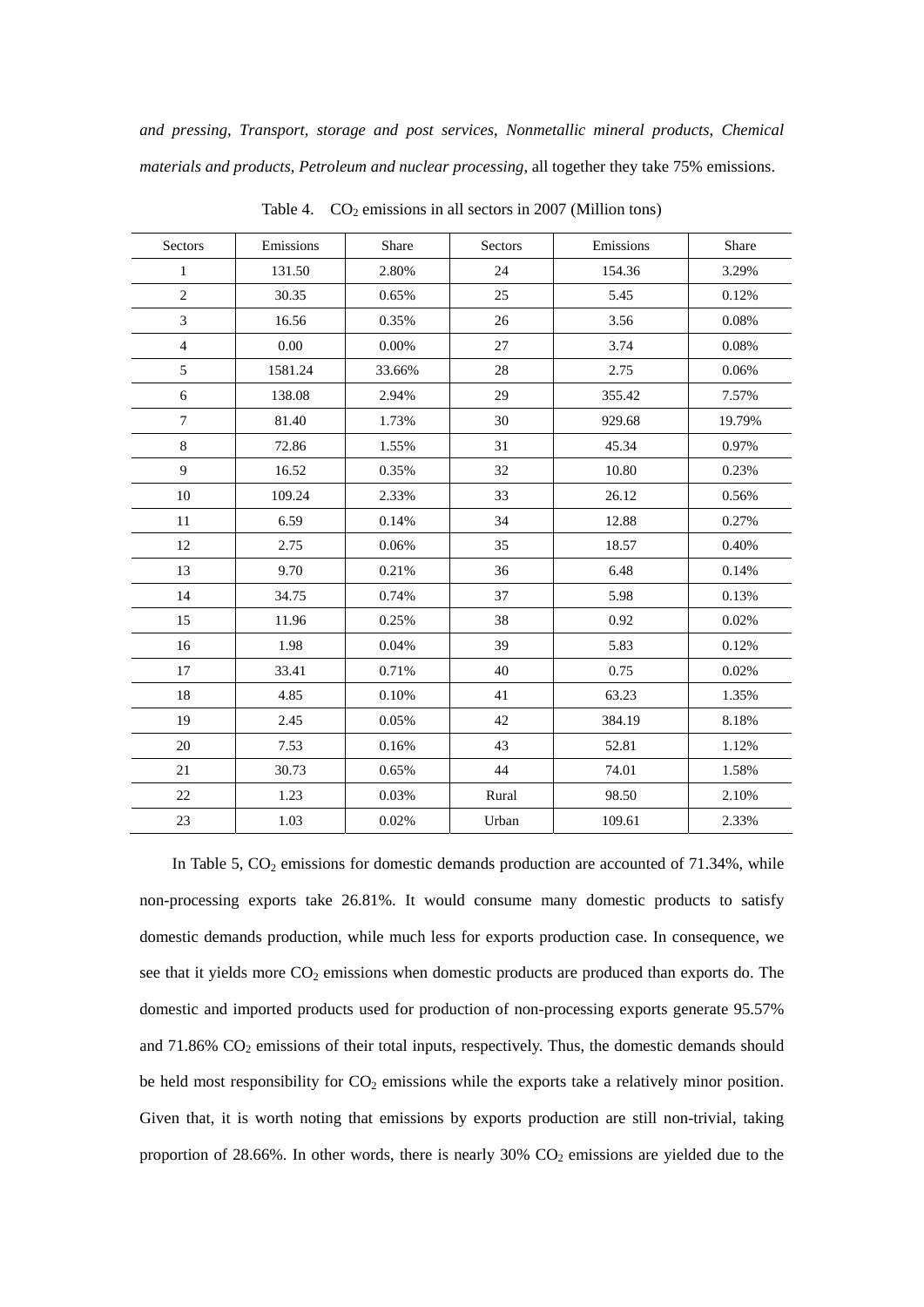*and pressing*, *Transport, storage and post services*, *Nonmetallic mineral products*, *Chemical materials and products*, *Petroleum and nuclear processing*, all together they take 75% emissions.

Table 4. $CO_2$ emissions in all sectors in 2007 (Million tons)

| Sectors | Emissions | Share | Sectors | Emissions | Share |
|---|---|---|---|---|---|
| 1 | 131.50 | 2.80% | 24 | 154.36 | 3.29% |
| 2 | 30.35 | 0.65% | 25 | 5.45 | 0.12% |
| 3 | 16.56 | 0.35% | 26 | 3.56 | 0.08% |
| 4 | 0.00 | 0.00% | 27 | 3.74 | 0.08% |
| 5 | 1581.24 | 33.66% | 28 | 2.75 | 0.06% |
| 6 | 138.08 | 2.94% | 29 | 355.42 | 7.57% |
| 7 | 81.40 | 1.73% | 30 | 929.68 | 19.79% |
| 8 | 72.86 | 1.55% | 31 | 45.34 | 0.97% |
| 9 | 16.52 | 0.35% | 32 | 10.80 | 0.23% |
| 10 | 109.24 | 2.33% | 33 | 26.12 | 0.56% |
| 11 | 6.59 | 0.14% | 34 | 12.88 | 0.27% |
| 12 | 2.75 | 0.06% | 35 | 18.57 | 0.40% |
| 13 | 9.70 | 0.21% | 36 | 6.48 | 0.14% |
| 14 | 34.75 | 0.74% | 37 | 5.98 | 0.13% |
| 15 | 11.96 | 0.25% | 38 | 0.92 | 0.02% |
| 16 | 1.98 | 0.04% | 39 | 5.83 | 0.12% |
| 17 | 33.41 | 0.71% | 40 | 0.75 | 0.02% |
| 18 | 4.85 | 0.10% | 41 | 63.23 | 1.35% |
| 19 | 2.45 | 0.05% | 42 | 384.19 | 8.18% |
| 20 | 7.53 | 0.16% | 43 | 52.81 | 1.12% |
| 21 | 30.73 | 0.65% | 44 | 74.01 | 1.58% |
| 22 | 1.23 | 0.03% | Rural | 98.50 | 2.10% |
| 23 | 1.03 | 0.02% | Urban | 109.61 | 2.33% |

In Table 5, $CO_2$ emissions for domestic demands production are accounted of 71.34%, while non-processing exports take 26.81%. It would consume many domestic products to satisfy domestic demands production, while much less for exports production case. In consequence, we see that it yields more $CO_2$ emissions when domestic products are produced than exports do. The domestic and imported products used for production of non-processing exports generate 95.57% and 71.86% $CO_2$ emissions of their total inputs, respectively. Thus, the domestic demands should be held most responsibility for $CO_2$ emissions while the exports take a relatively minor position. Given that, it is worth noting that emissions by exports production are still non-trivial, taking proportion of 28.66%. In other words, there is nearly 30% $CO_2$ emissions are yielded due to the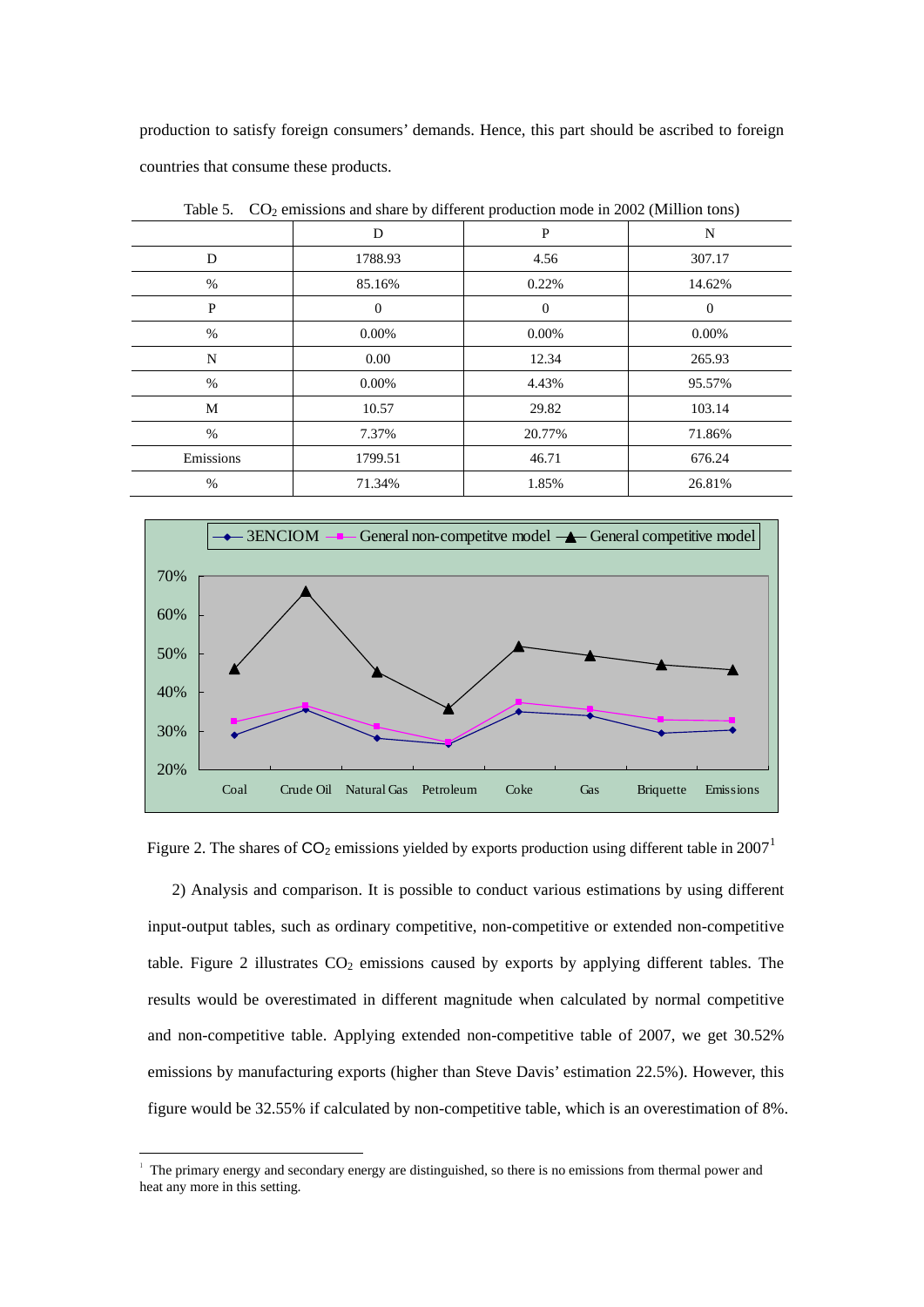production to satisfy foreign consumers' demands. Hence, this part should be ascribed to foreign countries that consume these products.

Table 5. $CO_2$ emissions and share by different production mode in 2002 (Million tons)

| | D | P | N |
|---|---|---|---|
| D | 1788.93 | 4.56 | 307.17 |
| % | 85.16% | 0.22% | 14.62% |
| P | 0 | 0 | 0 |
| % | 0.00% | 0.00% | 0.00% |
| N | 0.00 | 12.34 | 265.93 |
| % | 0.00% | 4.43% | 95.57% |
| M | 10.57 | 29.82 | 103.14 |
| % | 7.37% | 20.77% | 71.86% |
| Emissions | 1799.51 | 46.71 | 676.24 |
| % | 71.34% | 1.85% | 26.81% |

Figure 2. The shares of $CO_2$ emissions yielded by exports production using different table in 2007[1]

2) Analysis and comparison. It is possible to conduct various estimations by using different input-output tables, such as ordinary competitive, non-competitive or extended non-competitive table. Figure 2 illustrates $CO_2$ emissions caused by exports by applying different tables. The results would be overestimated in different magnitude when calculated by normal competitive and non-competitive table. Applying extended non-competitive table of 2007, we get 30.52% emissions by manufacturing exports (higher than Steve Davis' estimation 22.5%). However, this figure would be 32.55% if calculated by non-competitive table, which is an overestimation of 8%.

[1] The primary energy and secondary energy are distinguished, so there is no emissions from thermal power and heat any more in this setting.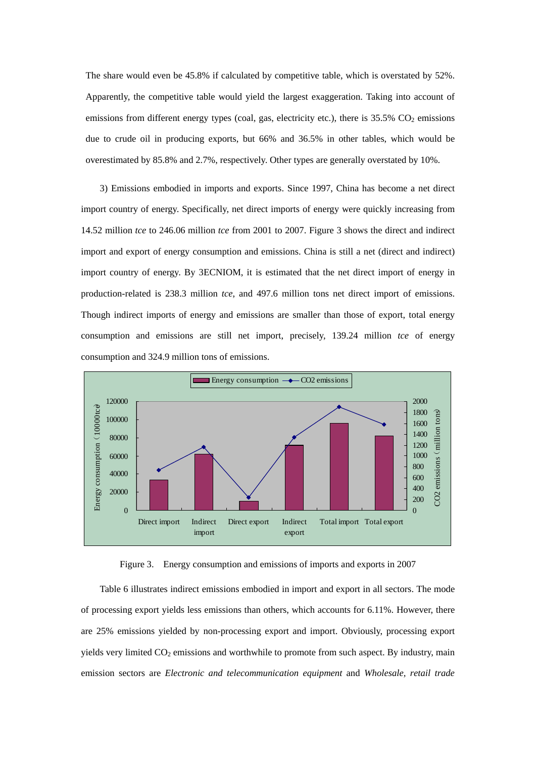The share would even be 45.8% if calculated by competitive table, which is overstated by 52%. Apparently, the competitive table would yield the largest exaggeration. Taking into account of emissions from different energy types (coal, gas, electricity etc.), there is 35.5% $CO_2$ emissions due to crude oil in producing exports, but 66% and 36.5% in other tables, which would be overestimated by 85.8% and 2.7%, respectively. Other types are generally overstated by 10%.

3) Emissions embodied in imports and exports. Since 1997, China has become a net direct import country of energy. Specifically, net direct imports of energy were quickly increasing from 14.52 million *tce* to 246.06 million *tce* from 2001 to 2007. Figure 3 shows the direct and indirect import and export of energy consumption and emissions. China is still a net (direct and indirect) import country of energy. By 3ECNIOM, it is estimated that the net direct import of energy in production-related is 238.3 million *tce*, and 497.6 million tons net direct import of emissions. Though indirect imports of energy and emissions are smaller than those of export, total energy consumption and emissions are still net import, precisely, 139.24 million *tce* of energy consumption and 324.9 million tons of emissions.

Figure 3. Energy consumption and emissions of imports and exports in 2007

Table 6 illustrates indirect emissions embodied in import and export in all sectors. The mode of processing export yields less emissions than others, which accounts for 6.11%. However, there are 25% emissions yielded by non-processing export and import. Obviously, processing export yields very limited $CO_2$ emissions and worthwhile to promote from such aspect. By industry, main emission sectors are *Electronic and telecommunication equipment* and *Wholesale, retail trade*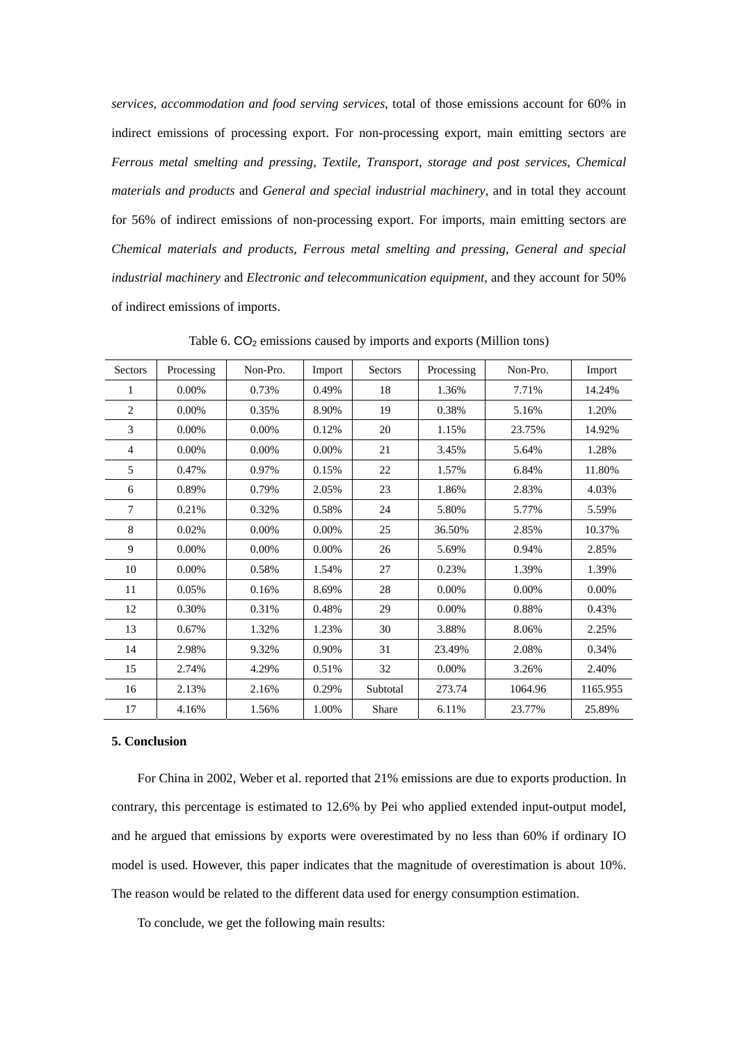*services*, *accommodation and food serving services*, total of those emissions account for 60% in indirect emissions of processing export. For non-processing export, main emitting sectors are *Ferrous metal smelting and pressing*, *Textile*, *Transport, storage and post services*, *Chemical materials and products* and *General and special industrial machinery*, and in total they account for 56% of indirect emissions of non-processing export. For imports, main emitting sectors are *Chemical materials and products*, *Ferrous metal smelting and pressing*, *General and special industrial machinery* and *Electronic and telecommunication equipment*, and they account for 50% of indirect emissions of imports.

Table 6. $CO_2$ emissions caused by imports and exports (Million tons)

| Sectors | Processing | Non-Pro. | Import | Sectors | Processing | Non-Pro. | Import |
|---|---|---|---|---|---|---|---|
| 1 | 0.00% | 0.73% | 0.49% | 18 | 1.36% | 7.71% | 14.24% |
| 2 | 0.00% | 0.35% | 8.90% | 19 | 0.38% | 5.16% | 1.20% |
| 3 | 0.00% | 0.00% | 0.12% | 20 | 1.15% | 23.75% | 14.92% |
| 4 | 0.00% | 0.00% | 0.00% | 21 | 3.45% | 5.64% | 1.28% |
| 5 | 0.47% | 0.97% | 0.15% | 22 | 1.57% | 6.84% | 11.80% |
| 6 | 0.89% | 0.79% | 2.05% | 23 | 1.86% | 2.83% | 4.03% |
| 7 | 0.21% | 0.32% | 0.58% | 24 | 5.80% | 5.77% | 5.59% |
| 8 | 0.02% | 0.00% | 0.00% | 25 | 36.50% | 2.85% | 10.37% |
| 9 | 0.00% | 0.00% | 0.00% | 26 | 5.69% | 0.94% | 2.85% |
| 10 | 0.00% | 0.58% | 1.54% | 27 | 0.23% | 1.39% | 1.39% |
| 11 | 0.05% | 0.16% | 8.69% | 28 | 0.00% | 0.00% | 0.00% |
| 12 | 0.30% | 0.31% | 0.48% | 29 | 0.00% | 0.88% | 0.43% |
| 13 | 0.67% | 1.32% | 1.23% | 30 | 3.88% | 8.06% | 2.25% |
| 14 | 2.98% | 9.32% | 0.90% | 31 | 23.49% | 2.08% | 0.34% |
| 15 | 2.74% | 4.29% | 0.51% | 32 | 0.00% | 3.26% | 2.40% |
| 16 | 2.13% | 2.16% | 0.29% | Subtotal | 273.74 | 1064.96 | 1165.955 |
| 17 | 4.16% | 1.56% | 1.00% | Share | 6.11% | 23.77% | 25.89% |

**5. Conclusion**

For China in 2002, Weber et al. reported that 21% emissions are due to exports production. In contrary, this percentage is estimated to 12.6% by Pei who applied extended input-output model, and he argued that emissions by exports were overestimated by no less than 60% if ordinary IO model is used. However, this paper indicates that the magnitude of overestimation is about 10%. The reason would be related to the different data used for energy consumption estimation.

To conclude, we get the following main results: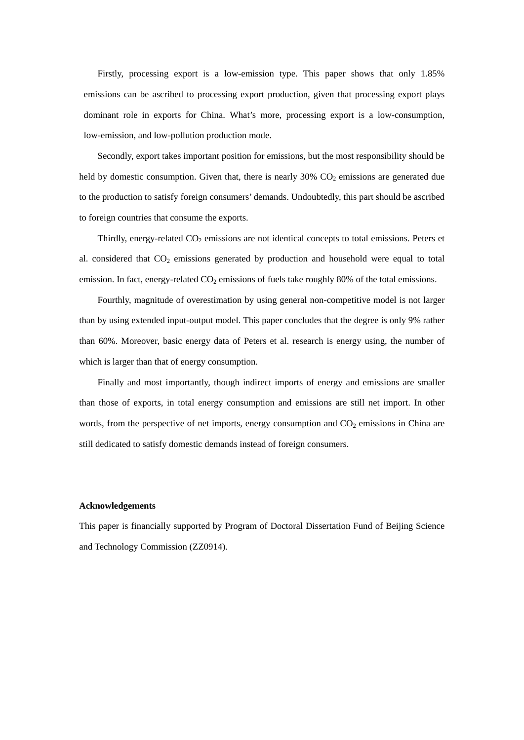Firstly, processing export is a low-emission type. This paper shows that only 1.85% emissions can be ascribed to processing export production, given that processing export plays dominant role in exports for China. What's more, processing export is a low-consumption, low-emission, and low-pollution production mode.

Secondly, export takes important position for emissions, but the most responsibility should be held by domestic consumption. Given that, there is nearly 30% $CO_2$ emissions are generated due to the production to satisfy foreign consumers' demands. Undoubtedly, this part should be ascribed to foreign countries that consume the exports.

Thirdly, energy-related $CO_2$ emissions are not identical concepts to total emissions. Peters et al. considered that $CO_2$ emissions generated by production and household were equal to total emission. In fact, energy-related $CO_2$ emissions of fuels take roughly 80% of the total emissions.

Fourthly, magnitude of overestimation by using general non-competitive model is not larger than by using extended input-output model. This paper concludes that the degree is only 9% rather than 60%. Moreover, basic energy data of Peters et al. research is energy using, the number of which is larger than that of energy consumption.

Finally and most importantly, though indirect imports of energy and emissions are smaller than those of exports, in total energy consumption and emissions are still net import. In other words, from the perspective of net imports, energy consumption and $CO_2$ emissions in China are still dedicated to satisfy domestic demands instead of foreign consumers.

**Acknowledgements**

This paper is financially supported by Program of Doctoral Dissertation Fund of Beijing Science and Technology Commission (ZZ0914).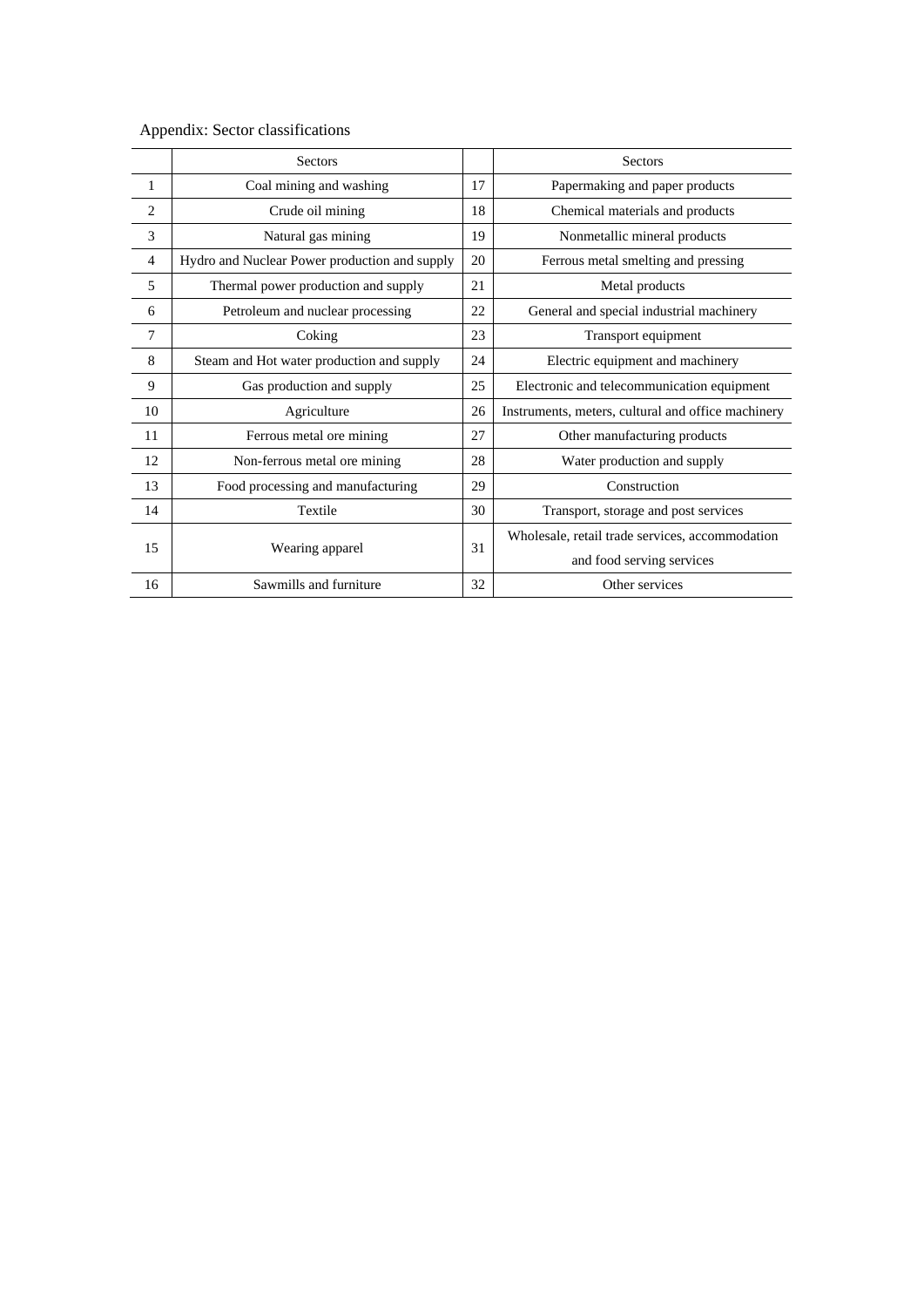Appendix: Sector classifications

| | Sectors | | Sectors |
|---|---|---|---|
| 1 | Coal mining and washing | 17 | Papermaking and paper products |
| 2 | Crude oil mining | 18 | Chemical materials and products |
| 3 | Natural gas mining | 19 | Nonmetallic mineral products |
| 4 | Hydro and Nuclear Power production and supply | 20 | Ferrous metal smelting and pressing |
| 5 | Thermal power production and supply | 21 | Metal products |
| 6 | Petroleum and nuclear processing | 22 | General and special industrial machinery |
| 7 | Coking | 23 | Transport equipment |
| 8 | Steam and Hot water production and supply | 24 | Electric equipment and machinery |
| 9 | Gas production and supply | 25 | Electronic and telecommunication equipment |
| 10 | Agriculture | 26 | Instruments, meters, cultural and office machinery |
| 11 | Ferrous metal ore mining | 27 | Other manufacturing products |
| 12 | Non-ferrous metal ore mining | 28 | Water production and supply |
| 13 | Food processing and manufacturing | 29 | Construction |
| 14 | Textile | 30 | Transport, storage and post services |
| 15 | Wearing apparel | 31 | Wholesale, retail trade services, accommodation and food serving services |
| 16 | Sawmills and furniture | 32 | Other services |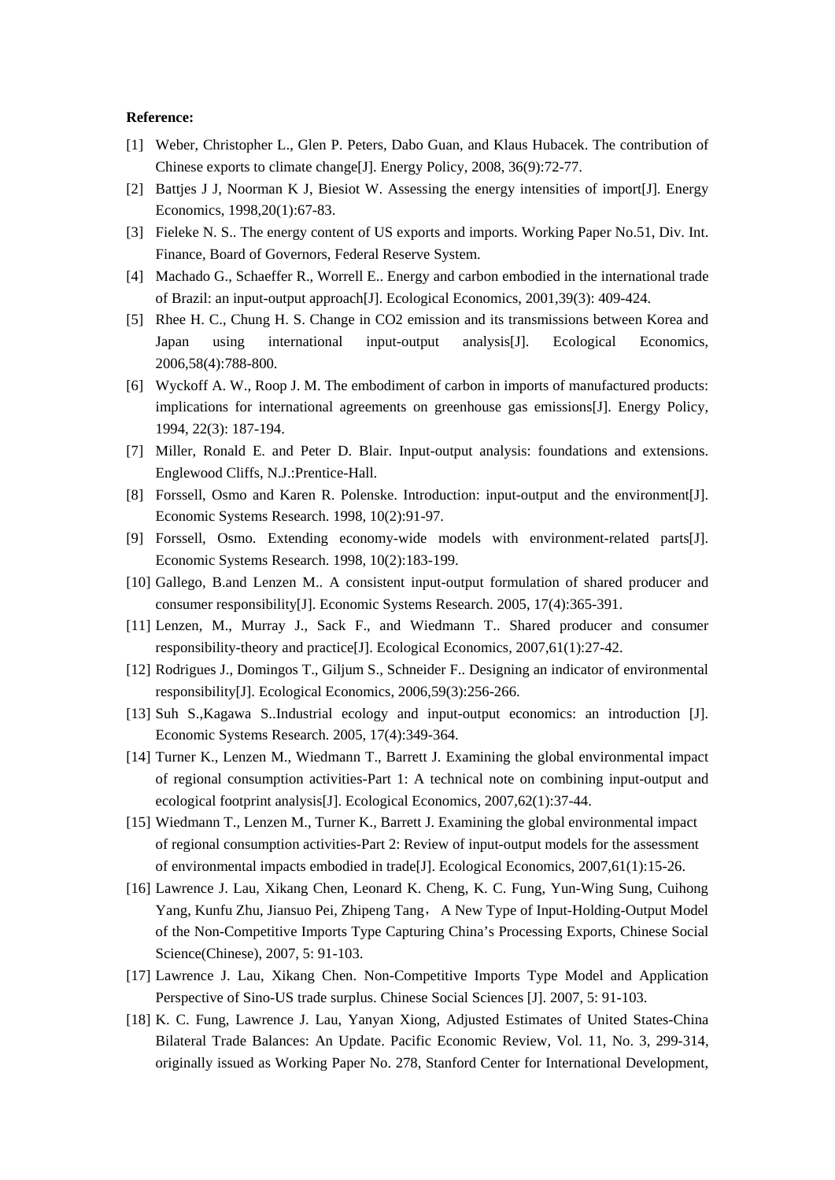**Reference:**

[1] Weber, Christopher L., Glen P. Peters, Dabo Guan, and Klaus Hubacek. The contribution of Chinese exports to climate change[J]. Energy Policy, 2008, 36(9):72-77.

[2] Battjes J J, Noorman K J, Biesiot W. Assessing the energy intensities of import[J]. Energy Economics, 1998,20(1):67-83.

[3] Fieleke N. S.. The energy content of US exports and imports. Working Paper No.51, Div. Int. Finance, Board of Governors, Federal Reserve System.

[4] Machado G., Schaeffer R., Worrell E.. Energy and carbon embodied in the international trade of Brazil: an input-output approach[J]. Ecological Economics, 2001,39(3): 409-424.

[5] Rhee H. C., Chung H. S. Change in CO2 emission and its transmissions between Korea and Japan using international input-output analysis[J]. Ecological Economics, 2006,58(4):788-800.

[6] Wyckoff A. W., Roop J. M. The embodiment of carbon in imports of manufactured products: implications for international agreements on greenhouse gas emissions[J]. Energy Policy, 1994, 22(3): 187-194.

[7] Miller, Ronald E. and Peter D. Blair. Input-output analysis: foundations and extensions. Englewood Cliffs, N.J.:Prentice-Hall.

[8] Forssell, Osmo and Karen R. Polenske. Introduction: input-output and the environment[J]. Economic Systems Research. 1998, 10(2):91-97.

[9] Forssell, Osmo. Extending economy-wide models with environment-related parts[J]. Economic Systems Research. 1998, 10(2):183-199.

[10] Gallego, B.and Lenzen M.. A consistent input-output formulation of shared producer and consumer responsibility[J]. Economic Systems Research. 2005, 17(4):365-391.

[11] Lenzen, M., Murray J., Sack F., and Wiedmann T.. Shared producer and consumer responsibility-theory and practice[J]. Ecological Economics, 2007,61(1):27-42.

[12] Rodrigues J., Domingos T., Giljum S., Schneider F.. Designing an indicator of environmental responsibility[J]. Ecological Economics, 2006,59(3):256-266.

[13] Suh S.,Kagawa S..Industrial ecology and input-output economics: an introduction [J]. Economic Systems Research. 2005, 17(4):349-364.

[14] Turner K., Lenzen M., Wiedmann T., Barrett J. Examining the global environmental impact of regional consumption activities-Part 1: A technical note on combining input-output and ecological footprint analysis[J]. Ecological Economics, 2007,62(1):37-44.

[15] Wiedmann T., Lenzen M., Turner K., Barrett J. Examining the global environmental impact of regional consumption activities-Part 2: Review of input-output models for the assessment of environmental impacts embodied in trade[J]. Ecological Economics, 2007,61(1):15-26.

[16] Lawrence J. Lau, Xikang Chen, Leonard K. Cheng, K. C. Fung, Yun-Wing Sung, Cuihong Yang, Kunfu Zhu, Jiansuo Pei, Zhipeng Tang， A New Type of Input-Holding-Output Model of the Non-Competitive Imports Type Capturing China's Processing Exports, Chinese Social Science(Chinese), 2007, 5: 91-103.

[17] Lawrence J. Lau, Xikang Chen. Non-Competitive Imports Type Model and Application Perspective of Sino-US trade surplus. Chinese Social Sciences [J]. 2007, 5: 91-103.

[18] K. C. Fung, Lawrence J. Lau, Yanyan Xiong, Adjusted Estimates of United States-China Bilateral Trade Balances: An Update. Pacific Economic Review, Vol. 11, No. 3, 299-314, originally issued as Working Paper No. 278, Stanford Center for International Development,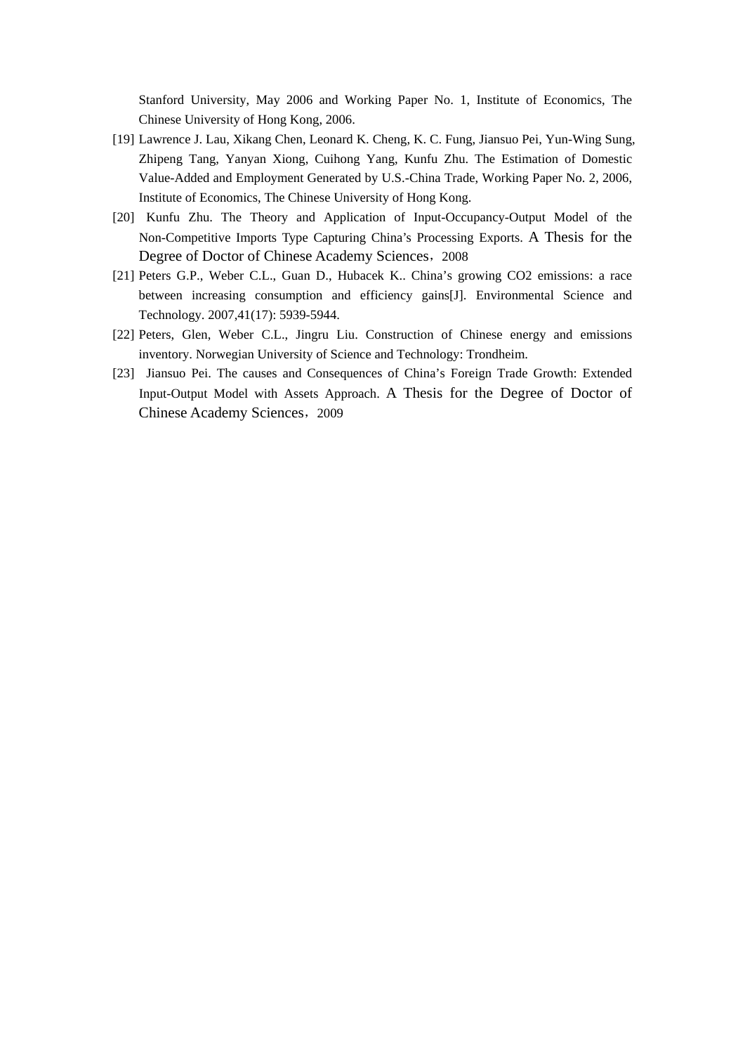Stanford University, May 2006 and Working Paper No. 1, Institute of Economics, The Chinese University of Hong Kong, 2006.

[19] Lawrence J. Lau, Xikang Chen, Leonard K. Cheng, K. C. Fung, Jiansuo Pei, Yun-Wing Sung, Zhipeng Tang, Yanyan Xiong, Cuihong Yang, Kunfu Zhu. The Estimation of Domestic Value-Added and Employment Generated by U.S.-China Trade, Working Paper No. 2, 2006, Institute of Economics, The Chinese University of Hong Kong.

[20] Kunfu Zhu. The Theory and Application of Input-Occupancy-Output Model of the Non-Competitive Imports Type Capturing China's Processing Exports. A Thesis for the Degree of Doctor of Chinese Academy Sciences，2008

[21] Peters G.P., Weber C.L., Guan D., Hubacek K.. China's growing CO2 emissions: a race between increasing consumption and efficiency gains[J]. Environmental Science and Technology. 2007,41(17): 5939-5944.

[22] Peters, Glen, Weber C.L., Jingru Liu. Construction of Chinese energy and emissions inventory. Norwegian University of Science and Technology: Trondheim.

[23] Jiansuo Pei. The causes and Consequences of China's Foreign Trade Growth: Extended Input-Output Model with Assets Approach. A Thesis for the Degree of Doctor of Chinese Academy Sciences，2009